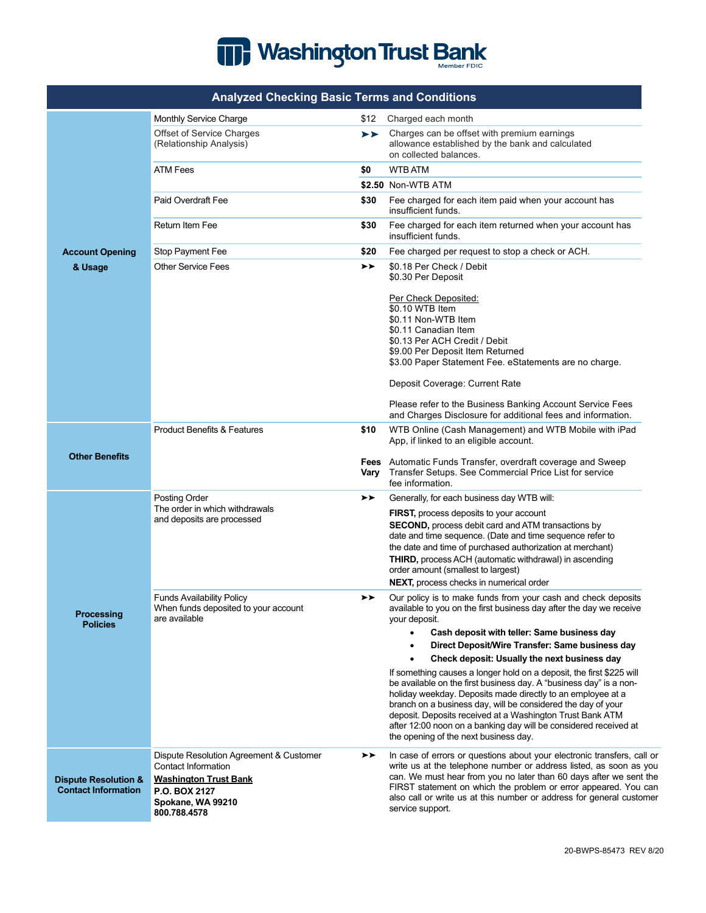# Washington Trust Bank

Member FDIC

## Analyzed Checking Basic Terms and Conditions

| Section | Item | Amount | Details |
|---|---|---|---|
| **Account Opening & Usage** | Monthly Service Charge | $12 | Charged each month |
| | Offset of Service Charges (Relationship Analysis) | ➤➤ | Charges can be offset with premium earnings allowance established by the bank and calculated on collected balances. |
| | ATM Fees | **$0** | WTB ATM |
| | | **$2.50** | Non-WTB ATM |
| | Paid Overdraft Fee | **$30** | Fee charged for each item paid when your account has insufficient funds. |
| | Return Item Fee | **$30** | Fee charged for each item returned when your account has insufficient funds. |
| | Stop Payment Fee | **$20** | Fee charged per request to stop a check or ACH. |
| | Other Service Fees | ➤➤ | $0.18 Per Check / Debit<br>$0.30 Per Deposit<br><br>Per Check Deposited:<br>$0.10 WTB Item<br>$0.11 Non-WTB Item<br>$0.11 Canadian Item<br>$0.13 Per ACH Credit / Debit<br>$9.00 Per Deposit Item Returned<br>$3.00 Paper Statement Fee. eStatements are no charge.<br><br>Deposit Coverage: Current Rate<br><br>Please refer to the Business Banking Account Service Fees and Charges Disclosure for additional fees and information. |
| **Other Benefits** | Product Benefits & Features | **$10** | WTB Online (Cash Management) and WTB Mobile with iPad App, if linked to an eligible account. |
| | | **Fees Vary** | Automatic Funds Transfer, overdraft coverage and Sweep Transfer Setups. See Commercial Price List for service fee information. |
| **Processing Policies** | Posting Order<br>The order in which withdrawals and deposits are processed | ➤➤ | Generally, for each business day WTB will:<br>**FIRST,** process deposits to your account<br>**SECOND,** process debit card and ATM transactions by date and time sequence. (Date and time sequence refer to the date and time of purchased authorization at merchant)<br>**THIRD,** process ACH (automatic withdrawal) in ascending order amount (smallest to largest)<br>**NEXT,** process checks in numerical order |
| | Funds Availability Policy<br>When funds deposited to your account are available | ➤➤ | Our policy is to make funds from your cash and check deposits available to you on the first business day after the day we receive your deposit.<br>• **Cash deposit with teller: Same business day**<br>• **Direct Deposit/Wire Transfer: Same business day**<br>• **Check deposit: Usually the next business day**<br><br>If something causes a longer hold on a deposit, the first $225 will be available on the first business day. A "business day" is a non-holiday weekday. Deposits made directly to an employee at a branch on a business day, will be considered the day of your deposit. Deposits received at a Washington Trust Bank ATM after 12:00 noon on a banking day will be considered received at the opening of the next business day. |
| **Dispute Resolution & Contact Information** | Dispute Resolution Agreement & Customer Contact Information<br>**Washington Trust Bank**<br>**P.O. BOX 2127**<br>**Spokane, WA 99210**<br>**800.788.4578** | ➤➤ | In case of errors or questions about your electronic transfers, call or write us at the telephone number or address listed, as soon as you can. We must hear from you no later than 60 days after we sent the FIRST statement on which the problem or error appeared. You can also call or write us at this number or address for general customer service support. |

20-BWPS-85473 REV 8/20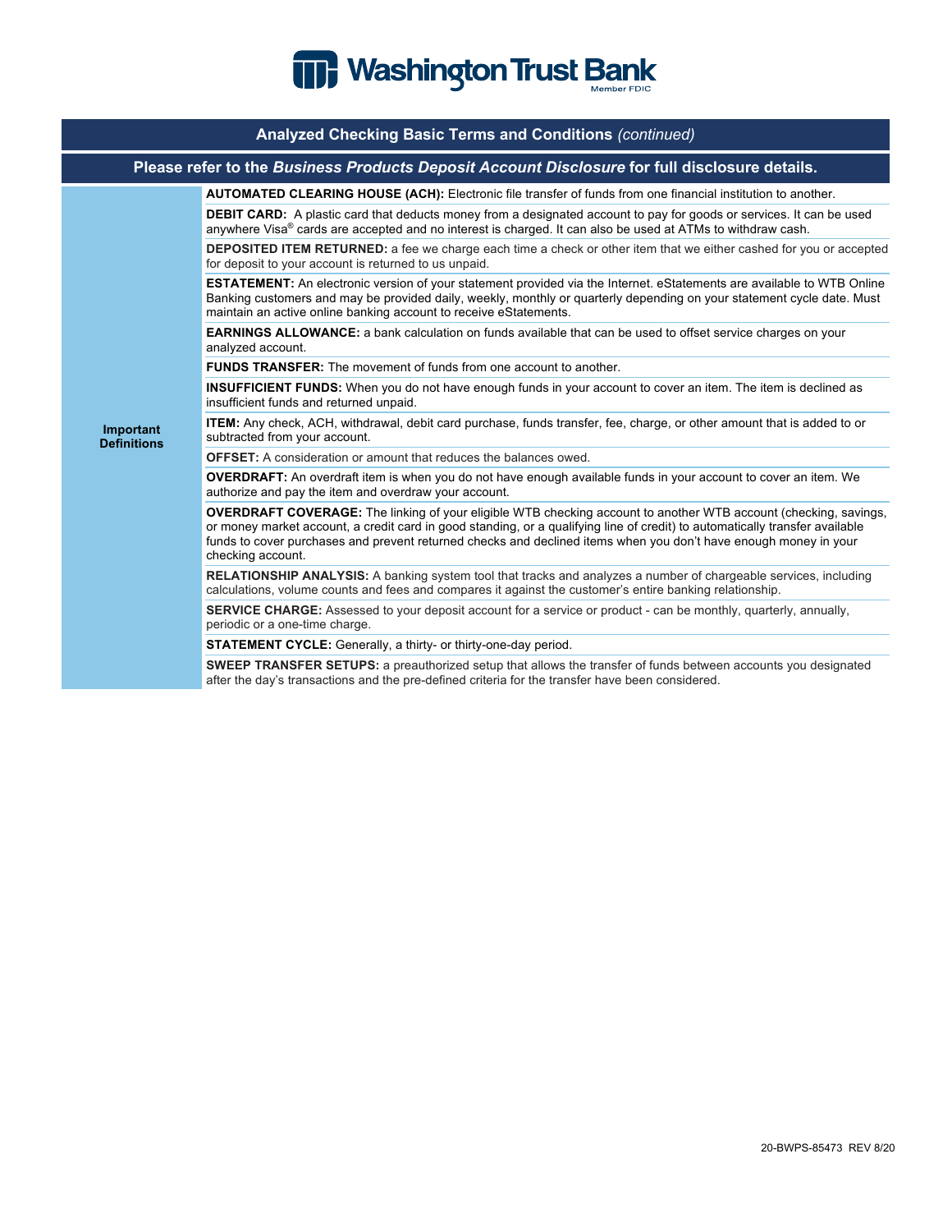# Washington Trust Bank

Member FDIC

## Analyzed Checking Basic Terms and Conditions *(continued)*

### Please refer to the *Business Products Deposit Account Disclosure* for full disclosure details.

| | |
|---|---|
| **Important Definitions** | **AUTOMATED CLEARING HOUSE (ACH):** Electronic file transfer of funds from one financial institution to another. |
| | **DEBIT CARD:** A plastic card that deducts money from a designated account to pay for goods or services. It can be used anywhere Visa® cards are accepted and no interest is charged. It can also be used at ATMs to withdraw cash. |
| | **DEPOSITED ITEM RETURNED:** a fee we charge each time a check or other item that we either cashed for you or accepted for deposit to your account is returned to us unpaid. |
| | **ESTATEMENT:** An electronic version of your statement provided via the Internet. eStatements are available to WTB Online Banking customers and may be provided daily, weekly, monthly or quarterly depending on your statement cycle date. Must maintain an active online banking account to receive eStatements. |
| | **EARNINGS ALLOWANCE:** a bank calculation on funds available that can be used to offset service charges on your analyzed account. |
| | **FUNDS TRANSFER:** The movement of funds from one account to another. |
| | **INSUFFICIENT FUNDS:** When you do not have enough funds in your account to cover an item. The item is declined as insufficient funds and returned unpaid. |
| | **ITEM:** Any check, ACH, withdrawal, debit card purchase, funds transfer, fee, charge, or other amount that is added to or subtracted from your account. |
| | **OFFSET:** A consideration or amount that reduces the balances owed. |
| | **OVERDRAFT:** An overdraft item is when you do not have enough available funds in your account to cover an item. We authorize and pay the item and overdraw your account. |
| | **OVERDRAFT COVERAGE:** The linking of your eligible WTB checking account to another WTB account (checking, savings, or money market account, a credit card in good standing, or a qualifying line of credit) to automatically transfer available funds to cover purchases and prevent returned checks and declined items when you don't have enough money in your checking account. |
| | **RELATIONSHIP ANALYSIS:** A banking system tool that tracks and analyzes a number of chargeable services, including calculations, volume counts and fees and compares it against the customer's entire banking relationship. |
| | **SERVICE CHARGE:** Assessed to your deposit account for a service or product - can be monthly, quarterly, annually, periodic or a one-time charge. |
| | **STATEMENT CYCLE:** Generally, a thirty- or thirty-one-day period. |
| | **SWEEP TRANSFER SETUPS:** a preauthorized setup that allows the transfer of funds between accounts you designated after the day's transactions and the pre-defined criteria for the transfer have been considered. |

20-BWPS-85473 REV 8/20